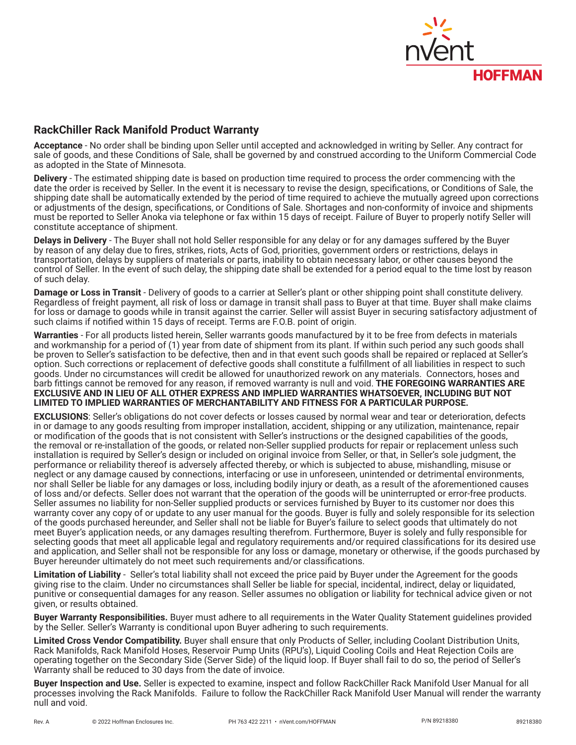## RackChiller Rack Manifold Product Warranty

**Acceptance** - No order shall be binding upon Seller until accepted and acknowledged in writing by Seller. Any contract for sale of goods, and these Conditions of Sale, shall be governed by and construed according to the Uniform Commercial Code as adopted in the State of Minnesota.

**Delivery** - The estimated shipping date is based on production time required to process the order commencing with the date the order is received by Seller. In the event it is necessary to revise the design, specifications, or Conditions of Sale, the shipping date shall be automatically extended by the period of time required to achieve the mutually agreed upon corrections or adjustments of the design, specifications, or Conditions of Sale. Shortages and non-conformity of invoice and shipments must be reported to Seller Anoka via telephone or fax within 15 days of receipt. Failure of Buyer to properly notify Seller will constitute acceptance of shipment.

**Delays in Delivery** - The Buyer shall not hold Seller responsible for any delay or for any damages suffered by the Buyer by reason of any delay due to fires, strikes, riots, Acts of God, priorities, government orders or restrictions, delays in transportation, delays by suppliers of materials or parts, inability to obtain necessary labor, or other causes beyond the control of Seller. In the event of such delay, the shipping date shall be extended for a period equal to the time lost by reason of such delay.

**Damage or Loss in Transit** - Delivery of goods to a carrier at Seller's plant or other shipping point shall constitute delivery. Regardless of freight payment, all risk of loss or damage in transit shall pass to Buyer at that time. Buyer shall make claims for loss or damage to goods while in transit against the carrier. Seller will assist Buyer in securing satisfactory adjustment of such claims if notified within 15 days of receipt. Terms are F.O.B. point of origin.

**Warranties** - For all products listed herein, Seller warrants goods manufactured by it to be free from defects in materials and workmanship for a period of (1) year from date of shipment from its plant. If within such period any such goods shall be proven to Seller's satisfaction to be defective, then and in that event such goods shall be repaired or replaced at Seller's option. Such corrections or replacement of defective goods shall constitute a fulfillment of all liabilities in respect to such goods. Under no circumstances will credit be allowed for unauthorized rework on any materials. Connectors, hoses and barb fittings cannot be removed for any reason, if removed warranty is null and void. **THE FOREGOING WARRANTIES ARE EXCLUSIVE AND IN LIEU OF ALL OTHER EXPRESS AND IMPLIED WARRANTIES WHATSOEVER, INCLUDING BUT NOT LIMITED TO IMPLIED WARRANTIES OF MERCHANTABILITY AND FITNESS FOR A PARTICULAR PURPOSE.**

**EXCLUSIONS**: Seller's obligations do not cover defects or losses caused by normal wear and tear or deterioration, defects in or damage to any goods resulting from improper installation, accident, shipping or any utilization, maintenance, repair or modification of the goods that is not consistent with Seller's instructions or the designed capabilities of the goods, the removal or re-installation of the goods, or related non-Seller supplied products for repair or replacement unless such installation is required by Seller's design or included on original invoice from Seller, or that, in Seller's sole judgment, the performance or reliability thereof is adversely affected thereby, or which is subjected to abuse, mishandling, misuse or neglect or any damage caused by connections, interfacing or use in unforeseen, unintended or detrimental environments, nor shall Seller be liable for any damages or loss, including bodily injury or death, as a result of the aforementioned causes of loss and/or defects. Seller does not warrant that the operation of the goods will be uninterrupted or error-free products. Seller assumes no liability for non-Seller supplied products or services furnished by Buyer to its customer nor does this warranty cover any copy of or update to any user manual for the goods. Buyer is fully and solely responsible for its selection of the goods purchased hereunder, and Seller shall not be liable for Buyer's failure to select goods that ultimately do not meet Buyer's application needs, or any damages resulting therefrom. Furthermore, Buyer is solely and fully responsible for selecting goods that meet all applicable legal and regulatory requirements and/or required classifications for its desired use and application, and Seller shall not be responsible for any loss or damage, monetary or otherwise, if the goods purchased by Buyer hereunder ultimately do not meet such requirements and/or classifications.

**Limitation of Liability** - Seller's total liability shall not exceed the price paid by Buyer under the Agreement for the goods giving rise to the claim. Under no circumstances shall Seller be liable for special, incidental, indirect, delay or liquidated, punitive or consequential damages for any reason. Seller assumes no obligation or liability for technical advice given or not given, or results obtained.

**Buyer Warranty Responsibilities.** Buyer must adhere to all requirements in the Water Quality Statement guidelines provided by the Seller. Seller's Warranty is conditional upon Buyer adhering to such requirements.

**Limited Cross Vendor Compatibility.** Buyer shall ensure that only Products of Seller, including Coolant Distribution Units, Rack Manifolds, Rack Manifold Hoses, Reservoir Pump Units (RPU's), Liquid Cooling Coils and Heat Rejection Coils are operating together on the Secondary Side (Server Side) of the liquid loop. If Buyer shall fail to do so, the period of Seller's Warranty shall be reduced to 30 days from the date of invoice.

**Buyer Inspection and Use.** Seller is expected to examine, inspect and follow RackChiller Rack Manifold User Manual for all processes involving the Rack Manifolds. Failure to follow the RackChiller Rack Manifold User Manual will render the warranty null and void.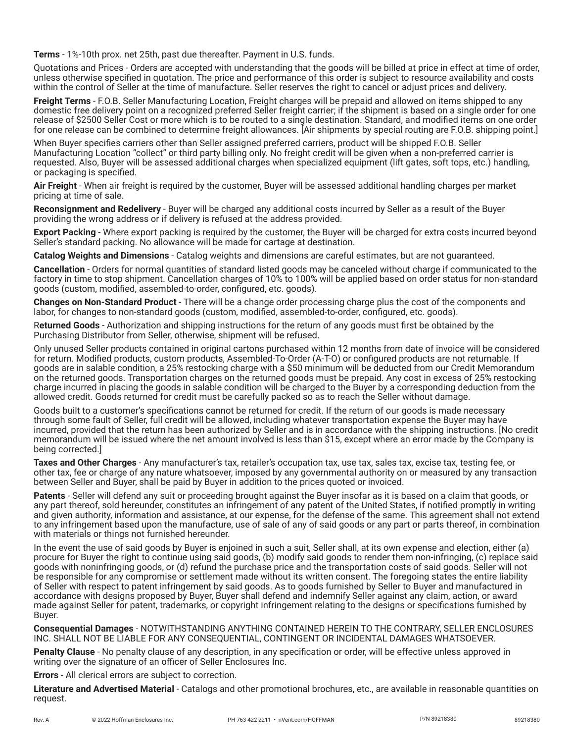**Terms** - 1%-10th prox. net 25th, past due thereafter. Payment in U.S. funds.

Quotations and Prices - Orders are accepted with understanding that the goods will be billed at price in effect at time of order, unless otherwise specified in quotation. The price and performance of this order is subject to resource availability and costs within the control of Seller at the time of manufacture. Seller reserves the right to cancel or adjust prices and delivery.

**Freight Terms** - F.O.B. Seller Manufacturing Location, Freight charges will be prepaid and allowed on items shipped to any domestic free delivery point on a recognized preferred Seller freight carrier; if the shipment is based on a single order for one release of $2500 Seller Cost or more which is to be routed to a single destination. Standard, and modified items on one order for one release can be combined to determine freight allowances. [Air shipments by special routing are F.O.B. shipping point.]

When Buyer specifies carriers other than Seller assigned preferred carriers, product will be shipped F.O.B. Seller Manufacturing Location "collect" or third party billing only. No freight credit will be given when a non-preferred carrier is requested. Also, Buyer will be assessed additional charges when specialized equipment (lift gates, soft tops, etc.) handling, or packaging is specified.

**Air Freight** - When air freight is required by the customer, Buyer will be assessed additional handling charges per market pricing at time of sale.

**Reconsignment and Redelivery** - Buyer will be charged any additional costs incurred by Seller as a result of the Buyer providing the wrong address or if delivery is refused at the address provided.

**Export Packing** - Where export packing is required by the customer, the Buyer will be charged for extra costs incurred beyond Seller's standard packing. No allowance will be made for cartage at destination.

**Catalog Weights and Dimensions** - Catalog weights and dimensions are careful estimates, but are not guaranteed.

**Cancellation** - Orders for normal quantities of standard listed goods may be canceled without charge if communicated to the factory in time to stop shipment. Cancellation charges of 10% to 100% will be applied based on order status for non-standard goods (custom, modified, assembled-to-order, configured, etc. goods).

**Changes on Non-Standard Product** - There will be a change order processing charge plus the cost of the components and labor, for changes to non-standard goods (custom, modified, assembled-to-order, configured, etc. goods).

R**eturned Goods** - Authorization and shipping instructions for the return of any goods must first be obtained by the Purchasing Distributor from Seller, otherwise, shipment will be refused.

Only unused Seller products contained in original cartons purchased within 12 months from date of invoice will be considered for return. Modified products, custom products, Assembled-To-Order (A-T-O) or configured products are not returnable. If goods are in salable condition, a 25% restocking charge with a $50 minimum will be deducted from our Credit Memorandum on the returned goods. Transportation charges on the returned goods must be prepaid. Any cost in excess of 25% restocking charge incurred in placing the goods in salable condition will be charged to the Buyer by a corresponding deduction from the allowed credit. Goods returned for credit must be carefully packed so as to reach the Seller without damage.

Goods built to a customer's specifications cannot be returned for credit. If the return of our goods is made necessary through some fault of Seller, full credit will be allowed, including whatever transportation expense the Buyer may have incurred, provided that the return has been authorized by Seller and is in accordance with the shipping instructions. [No credit memorandum will be issued where the net amount involved is less than $15, except where an error made by the Company is being corrected.]

**Taxes and Other Charges** - Any manufacturer's tax, retailer's occupation tax, use tax, sales tax, excise tax, testing fee, or other tax, fee or charge of any nature whatsoever, imposed by any governmental authority on or measured by any transaction between Seller and Buyer, shall be paid by Buyer in addition to the prices quoted or invoiced.

**Patents** - Seller will defend any suit or proceeding brought against the Buyer insofar as it is based on a claim that goods, or any part thereof, sold hereunder, constitutes an infringement of any patent of the United States, if notified promptly in writing and given authority, information and assistance, at our expense, for the defense of the same. This agreement shall not extend to any infringement based upon the manufacture, use of sale of any of said goods or any part or parts thereof, in combination with materials or things not furnished hereunder.

In the event the use of said goods by Buyer is enjoined in such a suit, Seller shall, at its own expense and election, either (a) procure for Buyer the right to continue using said goods, (b) modify said goods to render them non-infringing, (c) replace said goods with noninfringing goods, or (d) refund the purchase price and the transportation costs of said goods. Seller will not be responsible for any compromise or settlement made without its written consent. The foregoing states the entire liability of Seller with respect to patent infringement by said goods. As to goods furnished by Seller to Buyer and manufactured in accordance with designs proposed by Buyer, Buyer shall defend and indemnify Seller against any claim, action, or award made against Seller for patent, trademarks, or copyright infringement relating to the designs or specifications furnished by Buyer.

**Consequential Damages** - NOTWITHSTANDING ANYTHING CONTAINED HEREIN TO THE CONTRARY, SELLER ENCLOSURES INC. SHALL NOT BE LIABLE FOR ANY CONSEQUENTIAL, CONTINGENT OR INCIDENTAL DAMAGES WHATSOEVER.

**Penalty Clause** - No penalty clause of any description, in any specification or order, will be effective unless approved in writing over the signature of an officer of Seller Enclosures Inc.

**Errors** - All clerical errors are subject to correction.

**Literature and Advertised Material** - Catalogs and other promotional brochures, etc., are available in reasonable quantities on request.

Rev. A © 2022 Hoffman Enclosures Inc. PH 763 422 2211 • nVent.com/HOFFMAN P/N 89218380 89218380